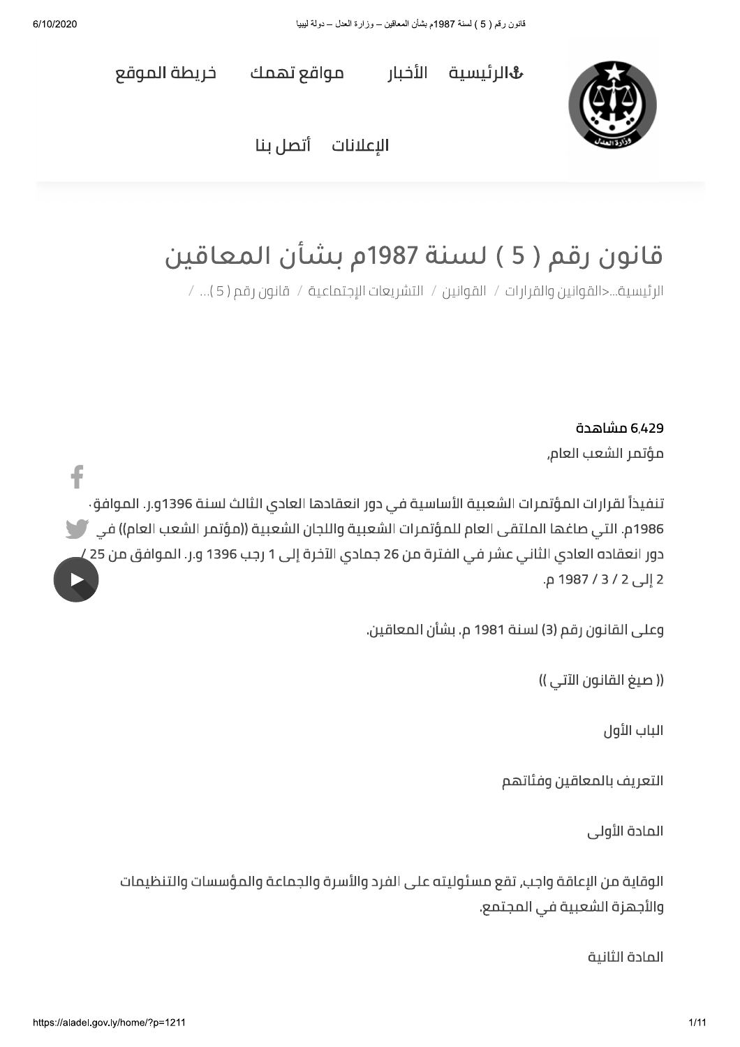# قانون رقم ( 5 ) لسنة 1987م بشأن المعاقين

الرئيسية...<القوانين والقرارات / القوانين / التشريعات الإجتماعية / قانون رقم ( 5 )... /

6,429 مشاهدة

مؤتمر الشعب العام,

تنفيذاً لقرارات المؤتمرات الشعبية الأساسية في دور انعقادها العادي الثالث لسنة 1396و.ر. الموافق. 1986م. التي صاغها الملتقى العام للمؤتمرات الشعبية واللجان الشعبية ((مؤتمر الشعب العام)) في دور انعقاده العادي الثاني عشر في الفترة من 26 جمادي الآخرة إلى 1 رجب 1396 و.ر. الموافق من 25 / 2 إلى 2 / 3 / 1987 م.

وعلى القانون رقم (3) لسنة 1981 م. بشأن المعاقين.

(( صيغ القانون الآتي ))

## الباب الأول

## التعريف بالمعاقين وفئاتهم

### المادة الأولى

الوقاية من الإعاقة واجب, تقع مسئوليته على الفرد والأسرة والجماعة والمؤسسات والتنظيمات والأجهزة الشعبية في المجتمع.

### المادة الثانية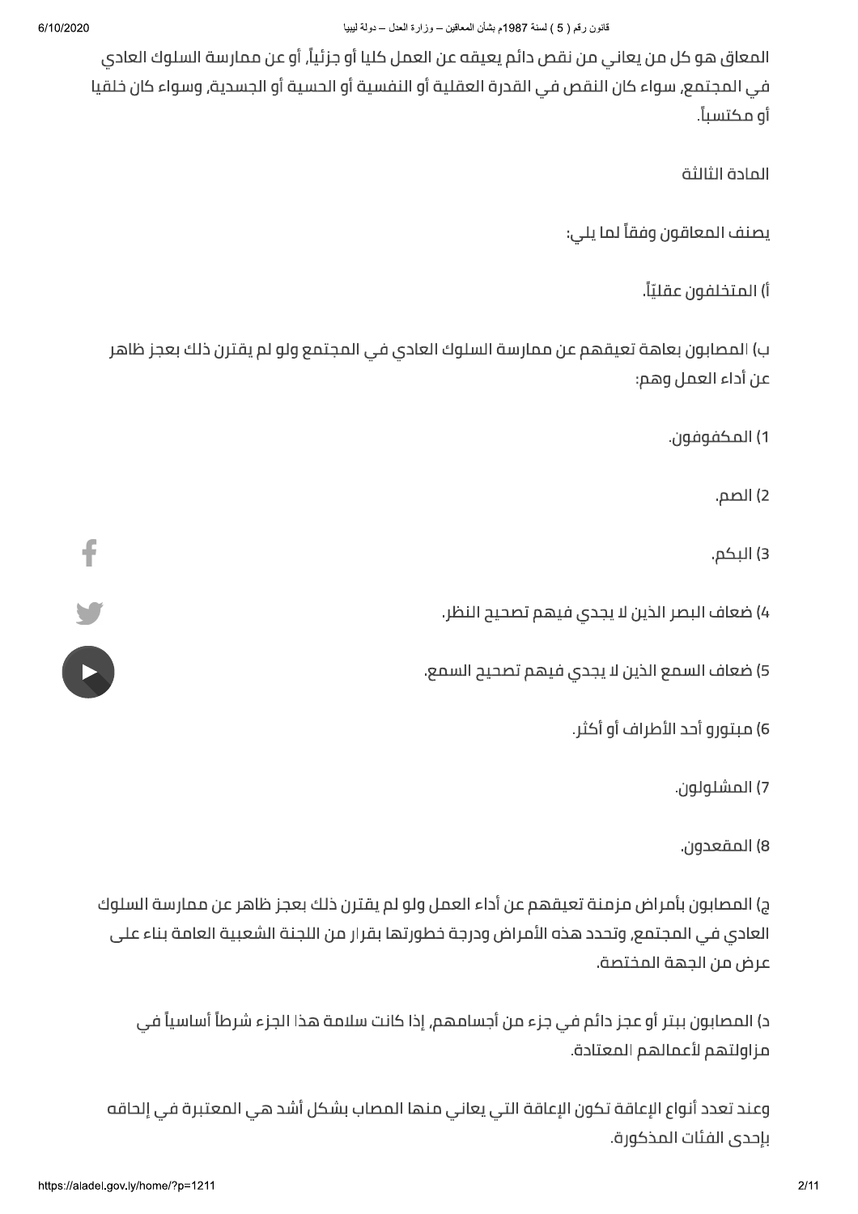المعاق هو كل من يعاني من نقص دائم يعيقه عن العمل كليا أو جزئياً, أو عن ممارسة السلوك العادي في المجتمع, سواء كان النقص في القدرة العقلية أو النفسية أو الحسية أو الجسدية, وسواء كان خلقيا أو مكتسباً.

المادة الثالثة

يصنف المعاقون وفقاً لما يلي:

أ) المتخلفون عقليّاً.

ب) المصابون بعاهة تعيقهم عن ممارسة السلوك العادي في المجتمع ولو لم يقترن ذلك بعجز ظاهر عن أداء العمل وهم:

1) المكفوفون.

2) الصم.

3) البكم.

4) ضعاف البصر الذين لا يجدي فيهم تصحيح النظر.

5) ضعاف السمع الذين لا يجدي فيهم تصحيح السمع.

6) مبتورو أحد الأطراف أو أكثر.

7) المشلولون.

8) المقعدون.

ج) المصابون بأمراض مزمنة تعيقهم عن أداء العمل ولو لم يقترن ذلك بعجز ظاهر عن ممارسة السلوك العادي في المجتمع, وتحدد هذه الأمراض ودرجة خطورتها بقرار من اللجنة الشعبية العامة بناء على عرض من الجهة المختصة.

د) المصابون ببتر أو عجز دائم في جزء من أجسامهم, إذا كانت سلامة هذا الجزء شرطاً أساسياً في مزاولتهم لأعمالهم المعتادة.

وعند تعدد أنواع الإعاقة تكون الإعاقة التي يعاني منها المصاب بشكل أشد هي المعتبرة في إلحاقه بإحدى الفئات المذكورة.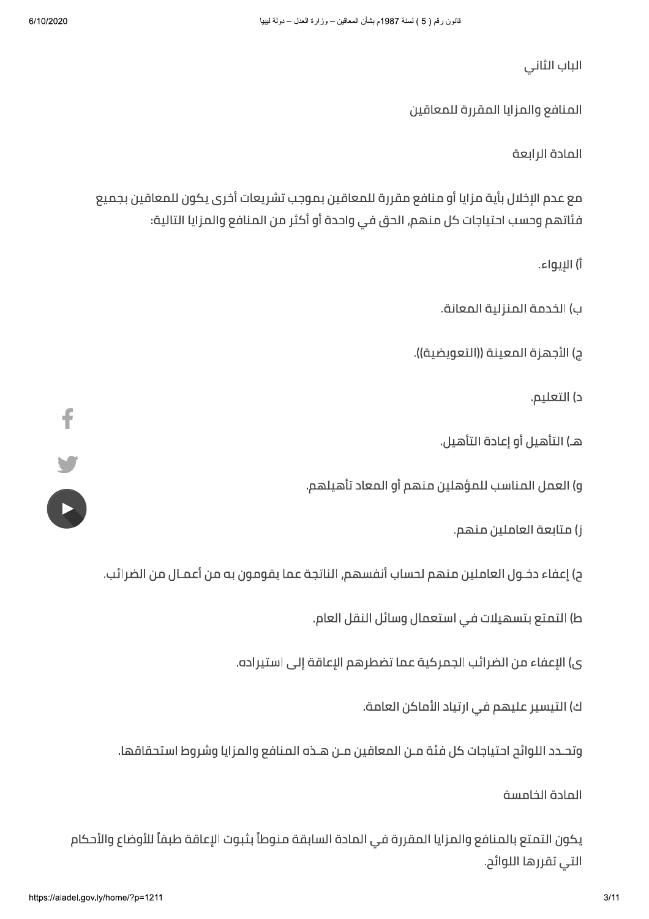## الباب الثاني

## المنافع والمزايا المقررة للمعاقين

### المادة الرابعة

مع عدم الإخلال بأية مزايا أو منافع مقررة للمعاقين بموجب تشريعات أخرى يكون للمعاقين بجميع فئاتهم وحسب احتياجات كل منهم, الحق في واحدة أو أكثر من المنافع والمزايا التالية:

أ) الإيواء.

ب) الخدمة المنزلية المعانة.

ج) الأجهزة المعينة ((التعويضية)).

د) التعليم.

هـ) التأهيل أو إعادة التأهيل.

و) العمل المناسب للمؤهلين منهم أو المعاد تأهيلهم.

ز) متابعة العاملين منهم.

ح) إعفاء دخـول العاملين منهم لحساب أنفسهم, الناتجة عما يقومون به من أعمـال من الضرائب.

ط) التمتع بتسهيلات في استعمال وسائل النقل العام.

ى) الإعفاء من الضرائب الجمركية عما تضطرهم الإعاقة إلى استيراده.

ك) التيسير عليهم في ارتياد الأماكن العامة.

وتحـدد اللوائح احتياجات كل فئة مـن المعاقين مـن هـذه المنافع والمزايا وشروط استحقاقها.

### المادة الخامسة

يكون التمتع بالمنافع والمزايا المقررة في المادة السابقة منوطاً بثبوت الإعاقة طبقاً للأوضاع والأحكام التي تقررها اللوائح.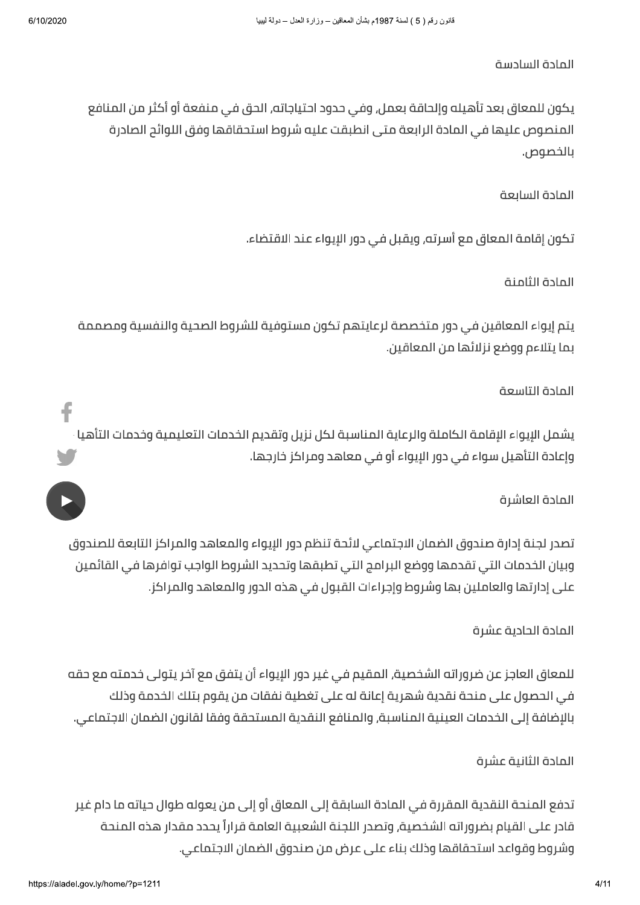المادة السادسة

يكون للمعاق بعد تأهيله وإلحاقه بعمل، وفي حدود احتياجاته، الحق في منفعة أو أكثر من المنافع المنصوص عليها في المادة الرابعة متى انطبقت عليه شروط استحقاقها وفق اللوائح الصادرة بالخصوص.

المادة السابعة

تكون إقامة المعاق مع أسرته، ويقبل في دور الإيواء عند الاقتضاء.

المادة الثامنة

يتم إيواء المعاقين في دور متخصصة لرعايتهم تكون مستوفية للشروط الصحية والنفسية ومصممة بما يتلاءم ووضع نزلائها من المعاقين.

المادة التاسعة

يشمل الإيواء الإقامة الكاملة والرعاية المناسبة لكل نزيل وتقديم الخدمات التعليمية وخدمات التأهيل وإعادة التأهيل سواء في دور الإيواء أو في معاهد ومراكز خارجها.

المادة العاشرة

تصدر لجنة إدارة صندوق الضمان الاجتماعي لائحة تنظم دور الإيواء والمعاهد والمراكز التابعة للصندوق وبيان الخدمات التي تقدمها ووضع البرامج التي تطبقها وتحديد الشروط الواجب توافرها في القائمين على إدارتها والعاملين بها وشروط وإجراءات القبول في هذه الدور والمعاهد والمراكز.

المادة الحادية عشرة

للمعاق العاجز عن ضروراته الشخصية، المقيم في غير دور الإيواء أن يتفق مع آخر يتولى خدمته مع حقه في الحصول على منحة نقدية شهرية إعانة له على تغطية نفقات من يقوم بتلك الخدمة وذلك بالإضافة إلى الخدمات العينية المناسبة، والمنافع النقدية المستحقة وفقا لقانون الضمان الاجتماعي.

المادة الثانية عشرة

تدفع المنحة النقدية المقررة في المادة السابقة إلى المعاق أو إلى من يعوله طوال حياته ما دام غير قادر على القيام بضروراته الشخصية، وتصدر اللجنة الشعبية العامة قراراً يحدد مقدار هذه المنحة وشروط وقواعد استحقاقها وذلك بناء على عرض من صندوق الضمان الاجتماعي.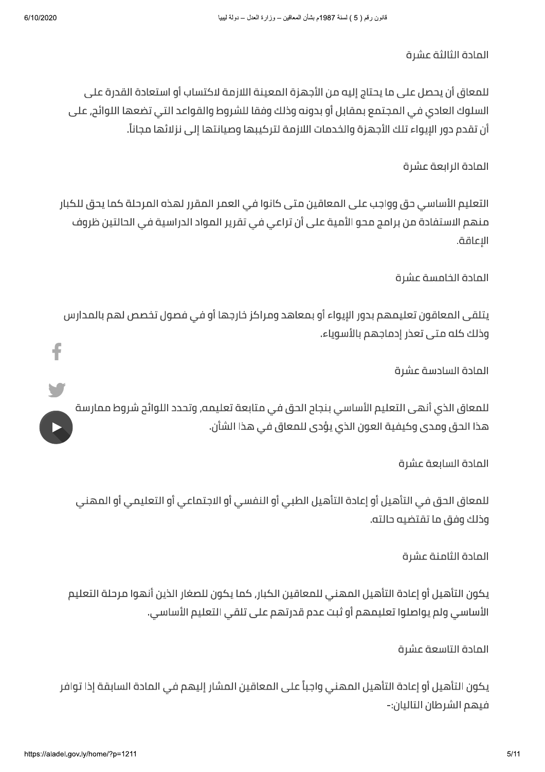المادة الثالثة عشرة

للمعاق أن يحصل على ما يحتاج إليه من الأجهزة المعينة اللازمة لاكتساب أو استعادة القدرة على السلوك العادي في المجتمع بمقابل أو بدونه وذلك وفقا للشروط والقواعد التي تضعها اللوائح, على أن تقدم دور الإيواء تلك الأجهزة والخدمات اللازمة لتركيبها وصيانتها إلى نزلائها مجاناً.

المادة الرابعة عشرة

التعليم الأساسي حق وواجب على المعاقين متى كانوا في العمر المقرر لهذه المرحلة كما يحق للكبار منهم الاستفادة من برامج محو الأمية على أن تراعي في تقرير المواد الدراسية في الحالتين ظروف الإعاقة.

المادة الخامسة عشرة

يتلقى المعاقون تعليمهم بدور الإيواء أو بمعاهد ومراكز خارجها أو في فصول تخصص لهم بالمدارس وذلك كله متى تعذر إدماجهم بالأسوياء.

المادة السادسة عشرة

للمعاق الذي أنهى التعليم الأساسي بنجاح الحق في متابعة تعليمه, وتحدد اللوائح شروط ممارسة هذا الحق ومدى وكيفية العون الذي يؤدى للمعاق في هذا الشأن.

المادة السابعة عشرة

للمعاق الحق في التأهيل أو إعادة التأهيل الطبي أو النفسي أو الاجتماعي أو التعليمي أو المهني وذلك وفق ما تقتضيه حالته.

المادة الثامنة عشرة

يكون التأهيل أو إعادة التأهيل المهني للمعاقين الكبار, كما يكون للصغار الذين أنهوا مرحلة التعليم الأساسي ولم يواصلوا تعليمهم أو ثبت عدم قدرتهم على تلقي التعليم الأساسي.

المادة التاسعة عشرة

يكون التأهيل أو إعادة التأهيل المهني واجباً على المعاقين المشار إليهم في المادة السابقة إذا توافر فيهم الشرطان التاليان:-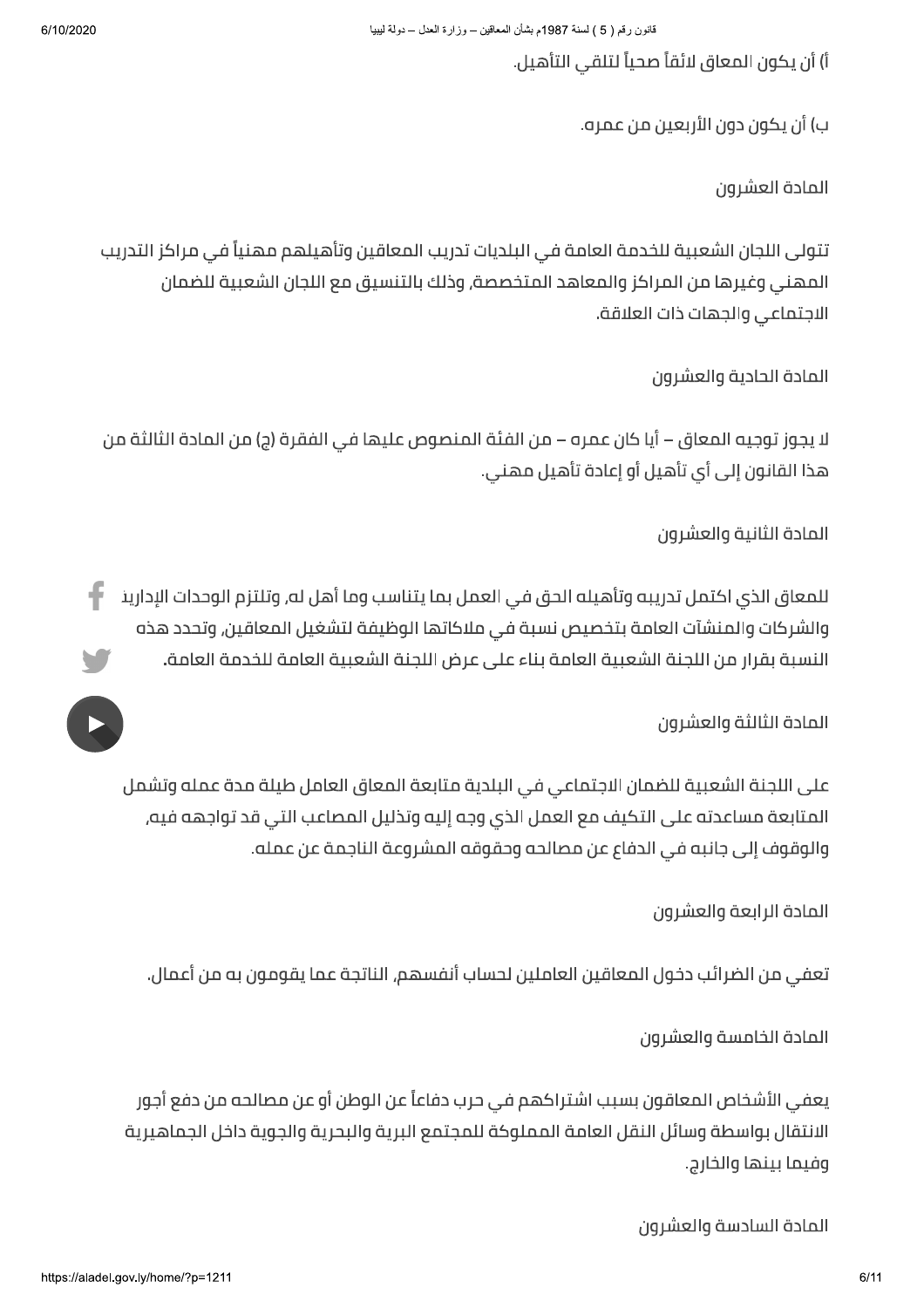أ) أن يكون المعاق لائقاً صحياً لتلقي التأهيل.

ب) أن يكون دون الأربعين من عمره.

المادة العشرون

تتولى اللجان الشعبية للخدمة العامة في البلديات تدريب المعاقين وتأهيلهم مهنياً في مراكز التدريب المهني وغيرها من المراكز والمعاهد المتخصصة, وذلك بالتنسيق مع اللجان الشعبية للضمان الاجتماعي والجهات ذات العلاقة.

المادة الحادية والعشرون

لا يجوز توجيه المعاق – أيا كان عمره – من الفئة المنصوص عليها في الفقرة (ج) من المادة الثالثة من هذا القانون إلى أي تأهيل أو إعادة تأهيل مهني.

المادة الثانية والعشرون

للمعاق الذي اكتمل تدريبه وتأهيله الحق في العمل بما يتناسب وما أهل له, وتلتزم الوحدات الإدارية والشركات والمنشآت العامة بتخصيص نسبة في ملاكاتها الوظيفة لتشغيل المعاقين, وتحدد هذه النسبة بقرار من اللجنة الشعبية العامة بناء على عرض اللجنة الشعبية العامة للخدمة العامة.

المادة الثالثة والعشرون

على اللجنة الشعبية للضمان الاجتماعي في البلدية متابعة المعاق العامل طيلة مدة عمله وتشمل المتابعة مساعدته على التكيف مع العمل الذي وجه إليه وتذليل المصاعب التي قد تواجهه فيه, والوقوف إلى جانبه في الدفاع عن مصالحه وحقوقه المشروعة الناجمة عن عمله.

المادة الرابعة والعشرون

تعفي من الضرائب دخول المعاقين العاملين لحساب أنفسهم, الناتجة عما يقومون به من أعمال.

المادة الخامسة والعشرون

يعفي الأشخاص المعاقون بسبب اشتراكهم في حرب دفاعاً عن الوطن أو عن مصالحه من دفع أجور الانتقال بواسطة وسائل النقل العامة المملوكة للمجتمع البرية والبحرية والجوية داخل الجماهيرية وفيما بينها والخارج.

المادة السادسة والعشرون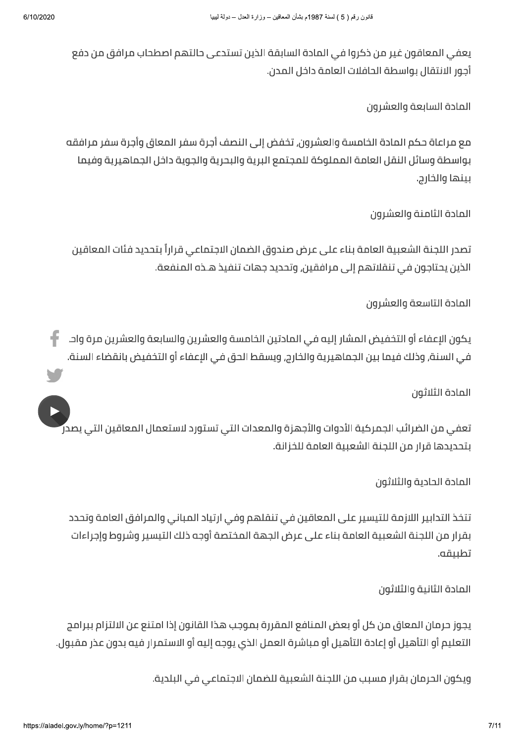يعفي المعاقون غير من ذكروا في المادة السابقة الذين تستدعى حالتهم اصطحاب مرافق من دفع أجور الانتقال بواسطة الحافلات العامة داخل المدن.

المادة السابعة والعشرون

مع مراعاة حكم المادة الخامسة والعشرون, تخفض إلى النصف أجرة سفر المعاق وأجرة سفر مرافقه بواسطة وسائل النقل العامة المملوكة للمجتمع البرية والبحرية والجوية داخل الجماهيرية وفيما بينها والخارج.

المادة الثامنة والعشرون

تصدر اللجنة الشعبية العامة بناء على عرض صندوق الضمان الاجتماعي قراراً بتحديد فئات المعاقين الذين يحتاجون في تنقلاتهم إلى مرافقين, وتحديد جهات تنفيذ هـذه المنفعة.

المادة التاسعة والعشرون

يكون الإعفاء أو التخفيض المشار إليه في المادتين الخامسة والعشرين والسابعة والعشرين مرة واحـ في السنة, وذلك فيما بين الجماهيرية والخارج, ويسقط الحق في الإعفاء أو التخفيض بانقضاء السنة.

المادة الثلاثون

تعفي من الضرائب الجمركية الأدوات والأجهزة والمعدات التي تستورد لاستعمال المعاقين التي يصدر بتحديدها قرار من اللجنة الشعبية العامة للخزانة.

المادة الحادية والثلاثون

تتخذ التدابير اللازمة للتيسير على المعاقين في تنقلهم وفي ارتياد المباني والمرافق العامة وتحدد بقرار من اللجنة الشعبية العامة بناء على عرض الجهة المختصة أوجه ذلك التيسير وشروط وإجراءات تطبيقه.

المادة الثانية والثلاثون

يجوز حرمان المعاق من كل أو بعض المنافع المقررة بموجب هذا القانون إذا امتنع عن الالتزام ببرامج التعليم أو التأهيل أو إعادة التأهيل أو مباشرة العمل الذي يوجه إليه أو الاستمرار فيه بدون عذر مقبول.

ويكون الحرمان بقرار مسبب من اللجنة الشعبية للضمان الاجتماعي في البلدية.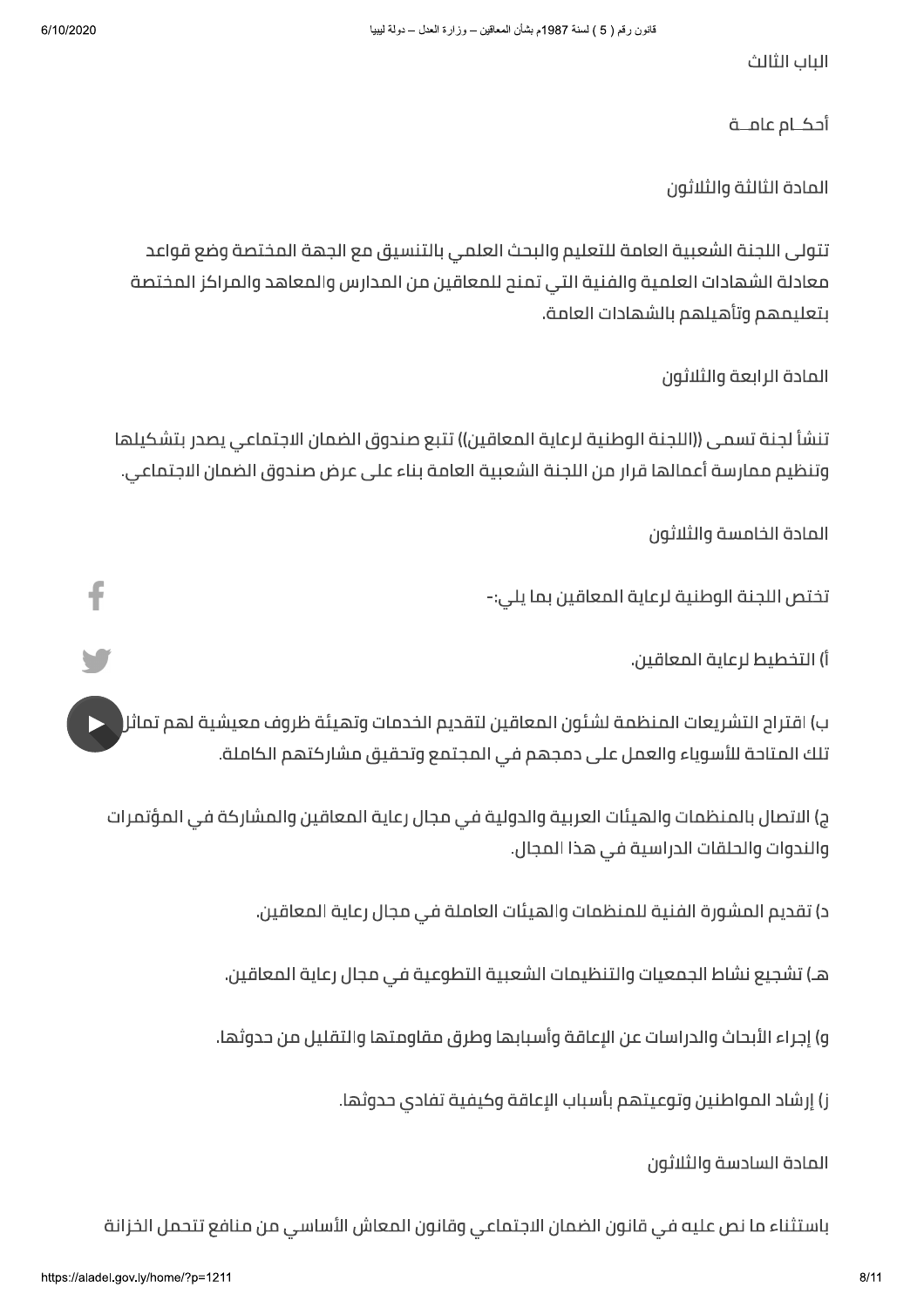الباب الثالث

أحكـــام عامـــة

المادة الثالثة والثلاثون

تتولى اللجنة الشعبية العامة للتعليم والبحث العلمي بالتنسيق مع الجهة المختصة وضع قواعد معادلة الشهادات العلمية والفنية التي تمنح للمعاقين من المدارس والمعاهد والمراكز المختصة بتعليمهم وتأهيلهم بالشهادات العامة.

المادة الرابعة والثلاثون

تنشأ لجنة تسمى ((اللجنة الوطنية لرعاية المعاقين)) تتبع صندوق الضمان الاجتماعي يصدر بتشكيلها وتنظيم ممارسة أعمالها قرار من اللجنة الشعبية العامة بناء على عرض صندوق الضمان الاجتماعي.

المادة الخامسة والثلاثون

تختص اللجنة الوطنية لرعاية المعاقين بما يلي:-

أ) التخطيط لرعاية المعاقين.

ب) اقتراح التشريعات المنظمة لشئون المعاقين لتقديم الخدمات وتهيئة ظروف معيشية لهم تماثل تلك المتاحة للأسوياء والعمل على دمجهم في المجتمع وتحقيق مشاركتهم الكاملة.

ج) الاتصال بالمنظمات والهيئات العربية والدولية في مجال رعاية المعاقين والمشاركة في المؤتمرات والندوات والحلقات الدراسية في هذا المجال.

د) تقديم المشورة الفنية للمنظمات والهيئات العاملة في مجال رعاية المعاقين.

هـ) تشجيع نشاط الجمعيات والتنظيمات الشعبية التطوعية في مجال رعاية المعاقين.

و) إجراء الأبحاث والدراسات عن الإعاقة وأسبابها وطرق مقاومتها والتقليل من حدوثها.

ز) إرشاد المواطنين وتوعيتهم بأسباب الإعاقة وكيفية تفادي حدوثها.

المادة السادسة والثلاثون

باستثناء ما نص عليه في قانون الضمان الاجتماعي وقانون المعاش الأساسي من منافع تتحمل الخزانة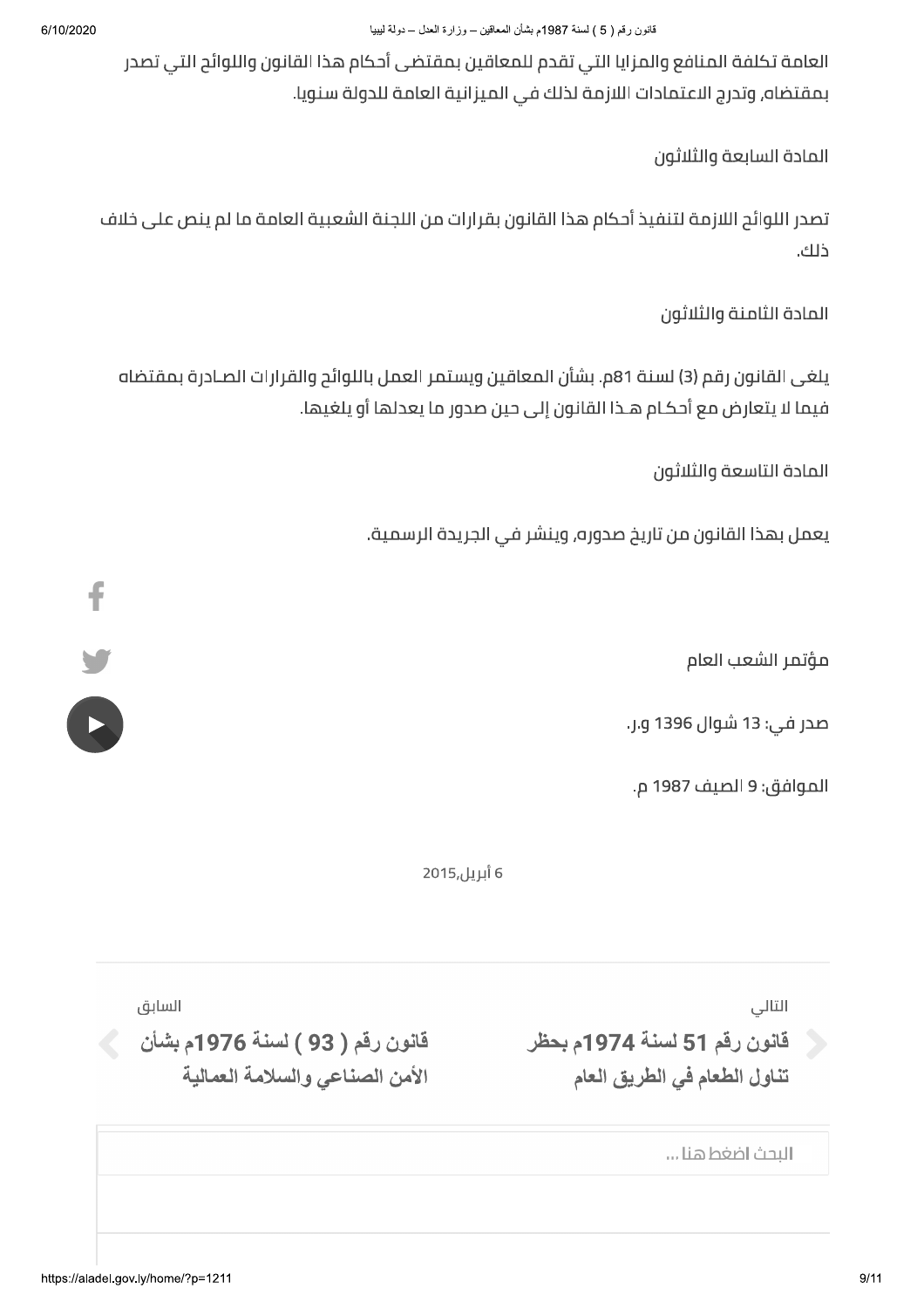العامة تكلفة المنافع والمزايا التي تقدم للمعاقين بمقتضى أحكام هذا القانون واللوائح التي تصدر بمقتضاه، وتدرج الاعتمادات اللازمة لذلك في الميزانية العامة للدولة سنويا.

المادة السابعة والثلاثون

تصدر اللوائح اللازمة لتنفيذ أحكام هذا القانون بقرارات من اللجنة الشعبية العامة ما لم ينص على خلاف ذلك.

المادة الثامنة والثلاثون

يلغى القانون رقم (3) لسنة 81م. بشأن المعاقين ويستمر العمل باللوائح والقرارات الصادرة بمقتضاه فيما لا يتعارض مع أحكام هـذا القانون إلى حين صدور ما يعدلها أو يلغيها.

المادة التاسعة والثلاثون

يعمل بهذا القانون من تاريخ صدوره، وينشر في الجريدة الرسمية.

مؤتمر الشعب العام

صدر في: 13 شوال 1396 و.ر.

الموافق: 9 الصيف 1987 م.

6 أبريل،2015

التالي

قانون رقم 51 لسنة 1974م بحظر تناول الطعام في الطريق العام

السابق

قانون رقم ( 93 ) لسنة 1976م بشأن الأمن الصناعي والسلامة العمالية

البحث اضغط هنا ...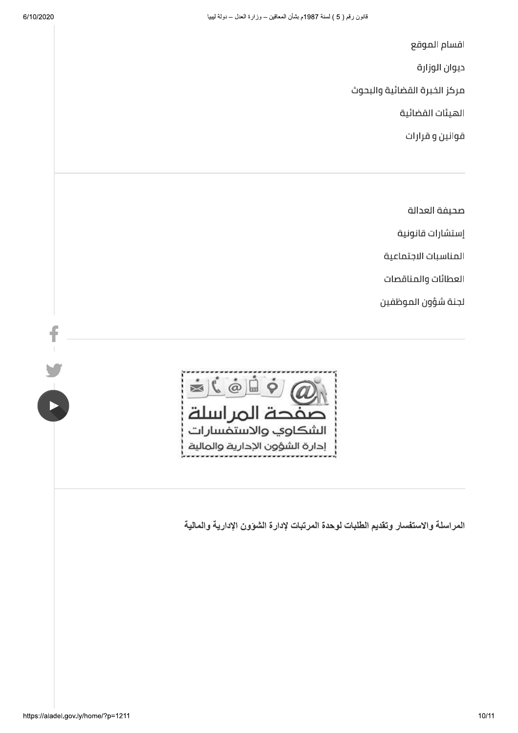اقسام الموقع

ديوان الوزارة

مركز الخبرة القضائية والبحوث

الهيئات القضائية

قوانين و قرارات

---

صحيفة العدالة

إستشارات قانونية

المناسبات الاجتماعية

العطائات والمناقصات

لجنة شؤون الموظفين

---

صفحة المراسلة
الشكاوي والاستفسارات
إدارة الشؤون الإدارية والمالية

---

**المراسلة والاستفسار وتقديم الطلبات لوحدة المرتبات لإدارة الشؤون الإدارية والمالية**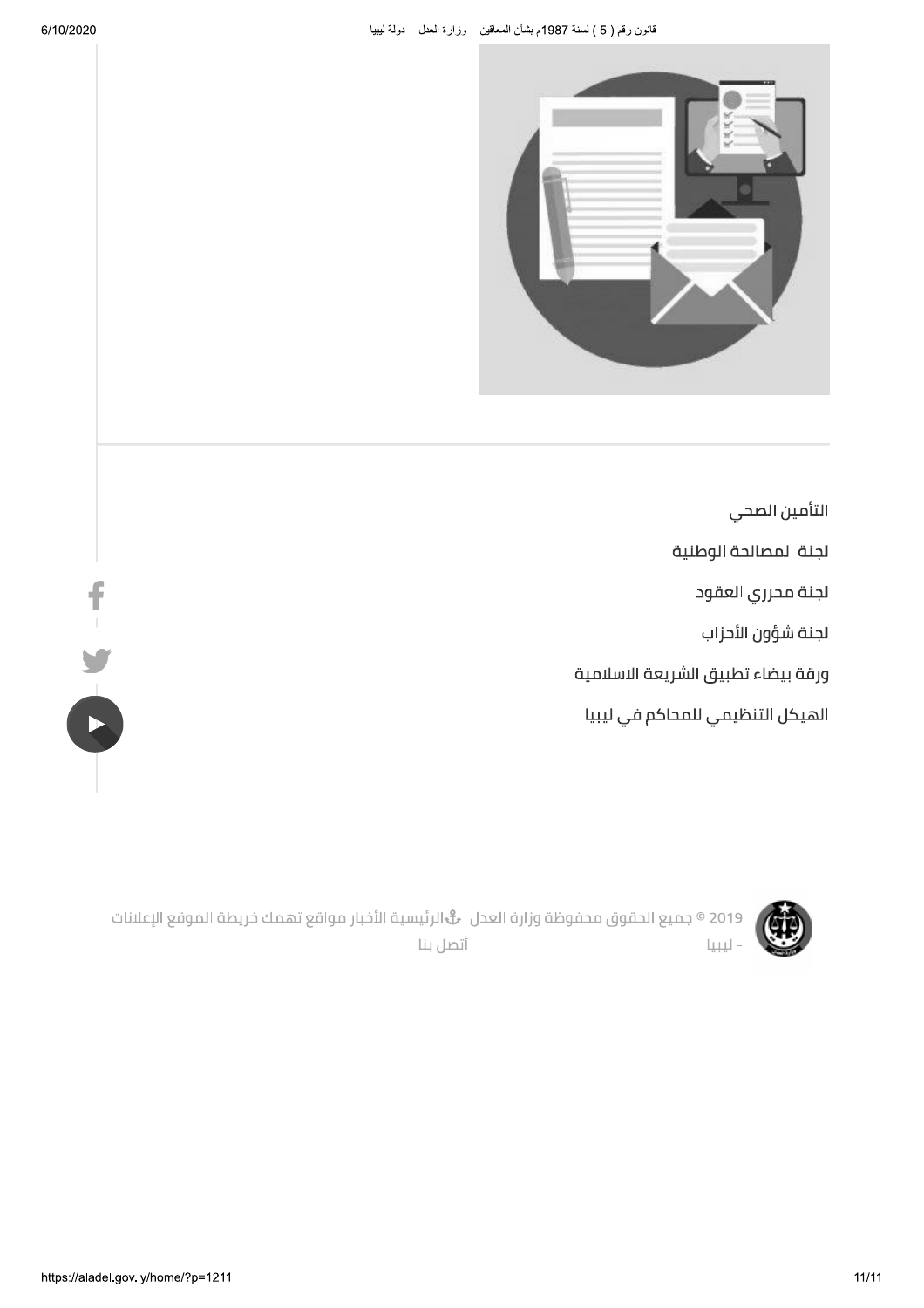التأمين الصحي

لجنة المصالحة الوطنية

لجنة محرري العقود

لجنة شؤون الأحزاب

ورقة بيضاء تطبيق الشريعة الاسلامية

الهيكل التنظيمي للمحاكم في ليبيا

2019 © جميع الحقوق محفوظة وزارة العدل - ليبيا

الرئيسية الأخبار مواقع تهمك خريطة الموقع الإعلانات أتصل بنا